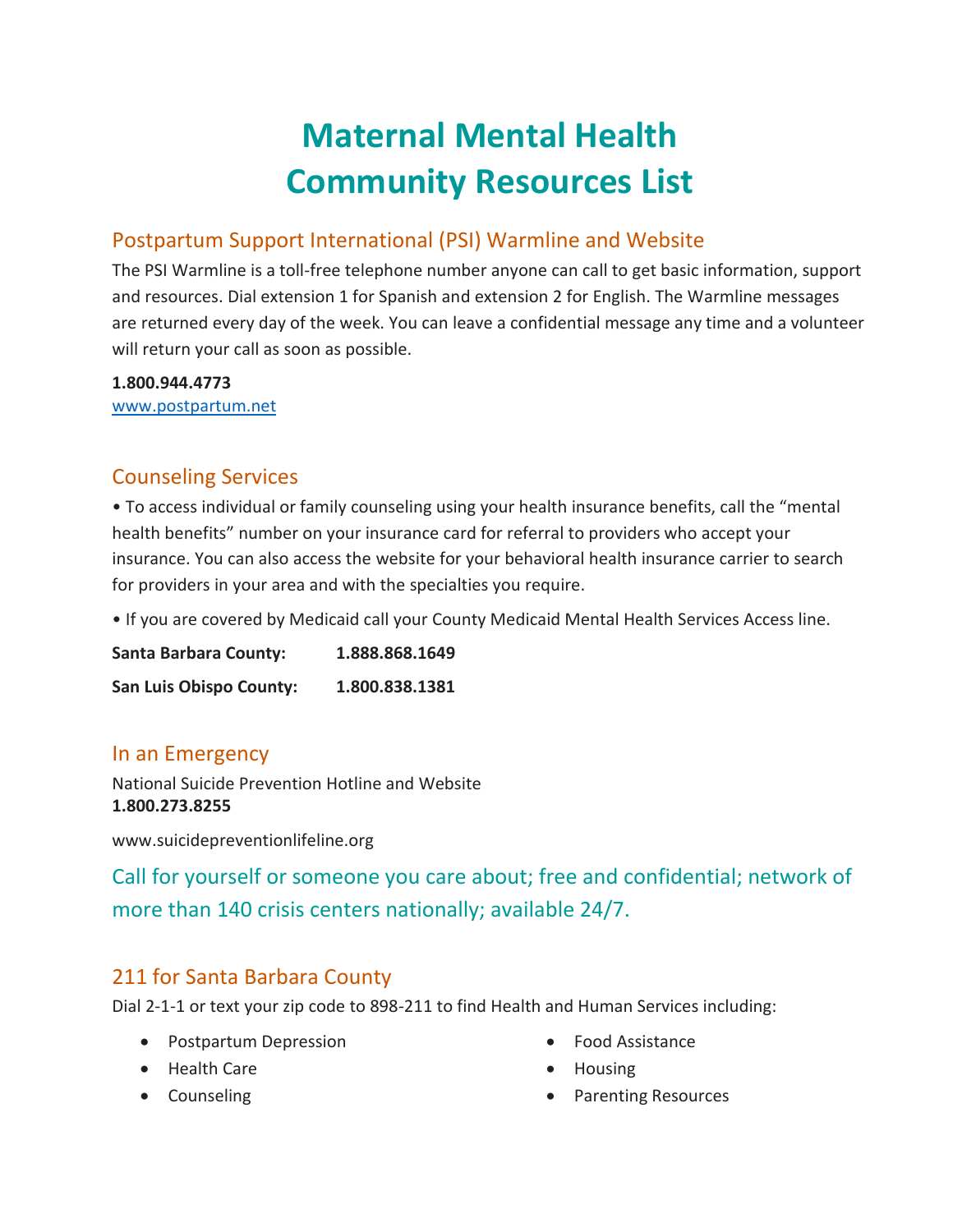# Maternal Mental Health Community Resources List

## Postpartum Support International (PSI) Warmline and Website

The PSI Warmline is a toll-free telephone number anyone can call to get basic information, support and resources. Dial extension 1 for Spanish and extension 2 for English. The Warmline messages are returned every day of the week. You can leave a confidential message any time and a volunteer will return your call as soon as possible.

**1.800.944.4773**
www.postpartum.net

## Counseling Services

• To access individual or family counseling using your health insurance benefits, call the "mental health benefits" number on your insurance card for referral to providers who accept your insurance. You can also access the website for your behavioral health insurance carrier to search for providers in your area and with the specialties you require.

• If you are covered by Medicaid call your County Medicaid Mental Health Services Access line.

| | |
|---|---|
| **Santa Barbara County:** | **1.888.868.1649** |
| **San Luis Obispo County:** | **1.800.838.1381** |

## In an Emergency

National Suicide Prevention Hotline and Website
**1.800.273.8255**

www.suicidepreventionlifeline.org

Call for yourself or someone you care about; free and confidential; network of more than 140 crisis centers nationally; available 24/7.

## 211 for Santa Barbara County

Dial 2-1-1 or text your zip code to 898-211 to find Health and Human Services including:

- Postpartum Depression
- Health Care
- Counseling
- Food Assistance
- Housing
- Parenting Resources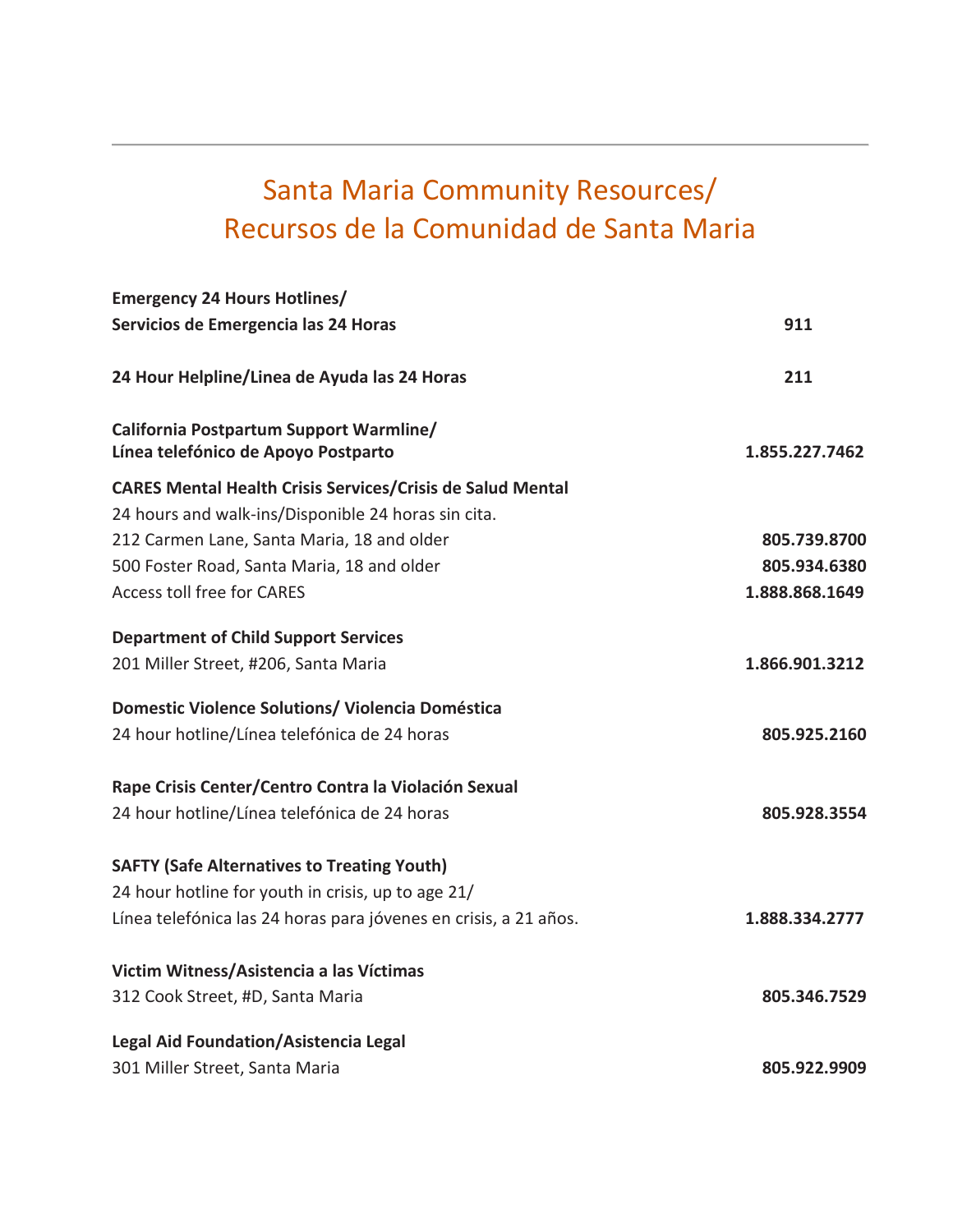# Santa Maria Community Resources/
# Recursos de la Comunidad de Santa Maria

**Emergency 24 Hours Hotlines/**
**Servicios de Emergencia las 24 Horas** — **911**

**24 Hour Helpline/Linea de Ayuda las 24 Horas** — **211**

**California Postpartum Support Warmline/**
**Línea telefónico de Apoyo Postparto** — **1.855.227.7462**

**CARES Mental Health Crisis Services/Crisis de Salud Mental**
24 hours and walk-ins/Disponible 24 horas sin cita.
212 Carmen Lane, Santa Maria, 18 and older — **805.739.8700**
500 Foster Road, Santa Maria, 18 and older — **805.934.6380**
Access toll free for CARES — **1.888.868.1649**

**Department of Child Support Services**
201 Miller Street, #206, Santa Maria — **1.866.901.3212**

**Domestic Violence Solutions/ Violencia Doméstica**
24 hour hotline/Línea telefónica de 24 horas — **805.925.2160**

**Rape Crisis Center/Centro Contra la Violación Sexual**
24 hour hotline/Línea telefónica de 24 horas — **805.928.3554**

**SAFTY (Safe Alternatives to Treating Youth)**
24 hour hotline for youth in crisis, up to age 21/
Línea telefónica las 24 horas para jóvenes en crisis, a 21 años. — **1.888.334.2777**

**Victim Witness/Asistencia a las Víctimas**
312 Cook Street, #D, Santa Maria — **805.346.7529**

**Legal Aid Foundation/Asistencia Legal**
301 Miller Street, Santa Maria — **805.922.9909**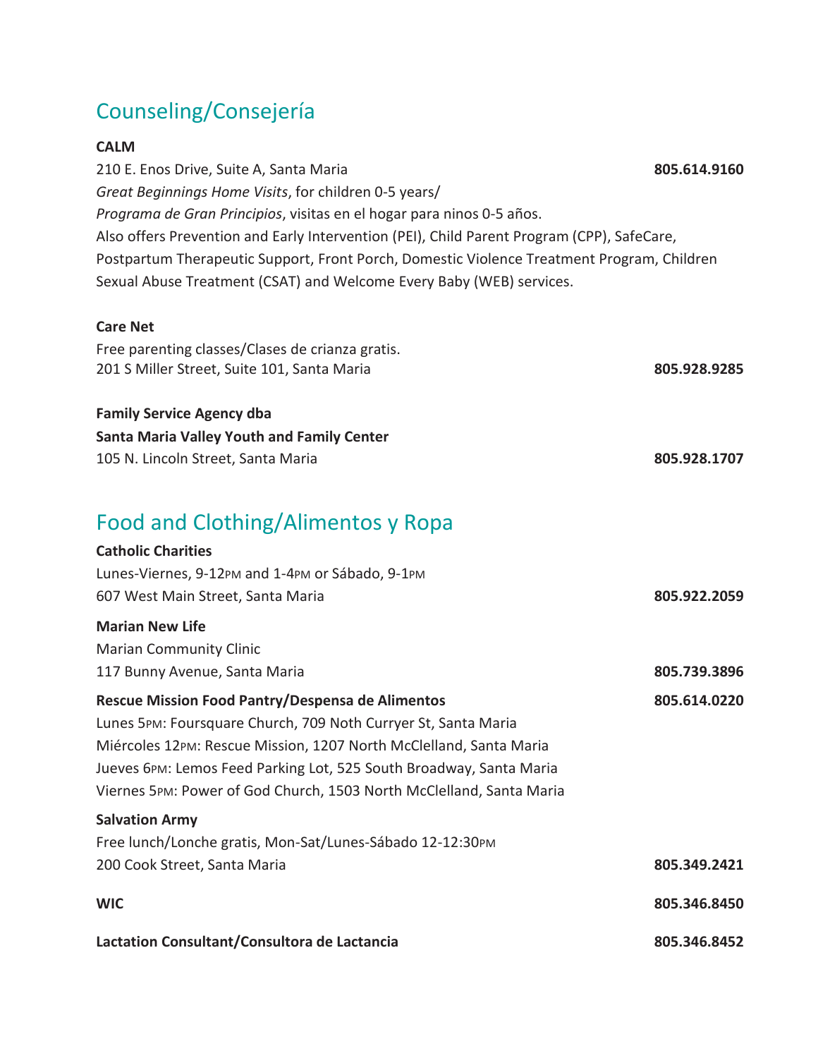## Counseling/Consejería

**CALM**
210 E. Enos Drive, Suite A, Santa Maria **805.614.9160**
*Great Beginnings Home Visits*, for children 0-5 years/
*Programa de Gran Principios*, visitas en el hogar para ninos 0-5 años.
Also offers Prevention and Early Intervention (PEI), Child Parent Program (CPP), SafeCare, Postpartum Therapeutic Support, Front Porch, Domestic Violence Treatment Program, Children Sexual Abuse Treatment (CSAT) and Welcome Every Baby (WEB) services.

**Care Net**
Free parenting classes/Clases de crianza gratis.
201 S Miller Street, Suite 101, Santa Maria **805.928.9285**

**Family Service Agency dba**
**Santa Maria Valley Youth and Family Center**
105 N. Lincoln Street, Santa Maria **805.928.1707**

## Food and Clothing/Alimentos y Ropa

**Catholic Charities**
Lunes-Viernes, 9-12PM and 1-4PM or Sábado, 9-1PM
607 West Main Street, Santa Maria **805.922.2059**

**Marian New Life**
Marian Community Clinic
117 Bunny Avenue, Santa Maria **805.739.3896**

**Rescue Mission Food Pantry/Despensa de Alimentos** **805.614.0220**
Lunes 5PM: Foursquare Church, 709 Noth Curryer St, Santa Maria
Miércoles 12PM: Rescue Mission, 1207 North McClelland, Santa Maria
Jueves 6PM: Lemos Feed Parking Lot, 525 South Broadway, Santa Maria
Viernes 5PM: Power of God Church, 1503 North McClelland, Santa Maria

**Salvation Army**
Free lunch/Lonche gratis, Mon-Sat/Lunes-Sábado 12-12:30PM
200 Cook Street, Santa Maria **805.349.2421**

**WIC** **805.346.8450**

**Lactation Consultant/Consultora de Lactancia** **805.346.8452**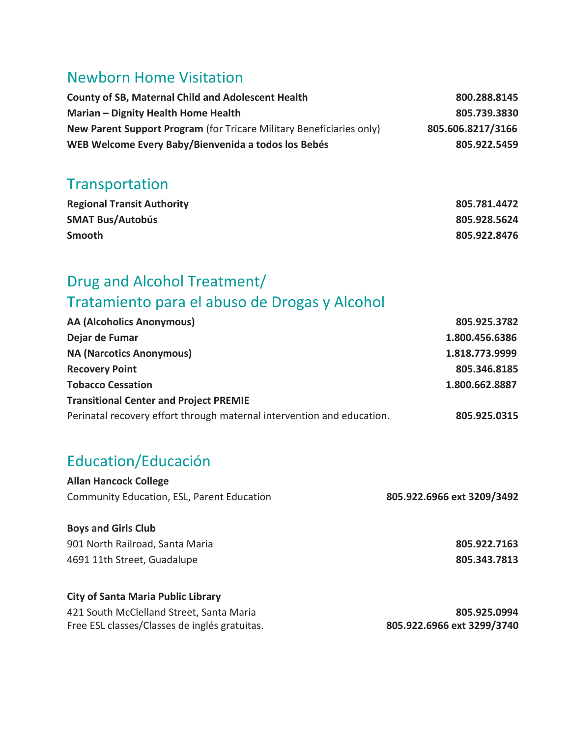## Newborn Home Visitation

| | |
|---|---|
| **County of SB, Maternal Child and Adolescent Health** | **800.288.8145** |
| **Marian – Dignity Health Home Health** | **805.739.3830** |
| **New Parent Support Program** (for Tricare Military Beneficiaries only) | **805.606.8217/3166** |
| **WEB Welcome Every Baby/Bienvenida a todos los Bebés** | **805.922.5459** |

## Transportation

| | |
|---|---|
| **Regional Transit Authority** | **805.781.4472** |
| **SMAT Bus/Autobús** | **805.928.5624** |
| **Smooth** | **805.922.8476** |

## Drug and Alcohol Treatment/ Tratamiento para el abuso de Drogas y Alcohol

| | |
|---|---|
| **AA (Alcoholics Anonymous)** | **805.925.3782** |
| **Dejar de Fumar** | **1.800.456.6386** |
| **NA (Narcotics Anonymous)** | **1.818.773.9999** |
| **Recovery Point** | **805.346.8185** |
| **Tobacco Cessation** | **1.800.662.8887** |
| **Transitional Center and Project PREMIE**<br>Perinatal recovery effort through maternal intervention and education. | **805.925.0315** |

## Education/Educación

**Allan Hancock College**

| | |
|---|---|
| Community Education, ESL, Parent Education | **805.922.6966 ext 3209/3492** |

**Boys and Girls Club**

| | |
|---|---|
| 901 North Railroad, Santa Maria | **805.922.7163** |
| 4691 11th Street, Guadalupe | **805.343.7813** |

**City of Santa Maria Public Library**

| | |
|---|---|
| 421 South McClelland Street, Santa Maria | **805.925.0994** |
| Free ESL classes/Classes de inglés gratuitas. | **805.922.6966 ext 3299/3740** |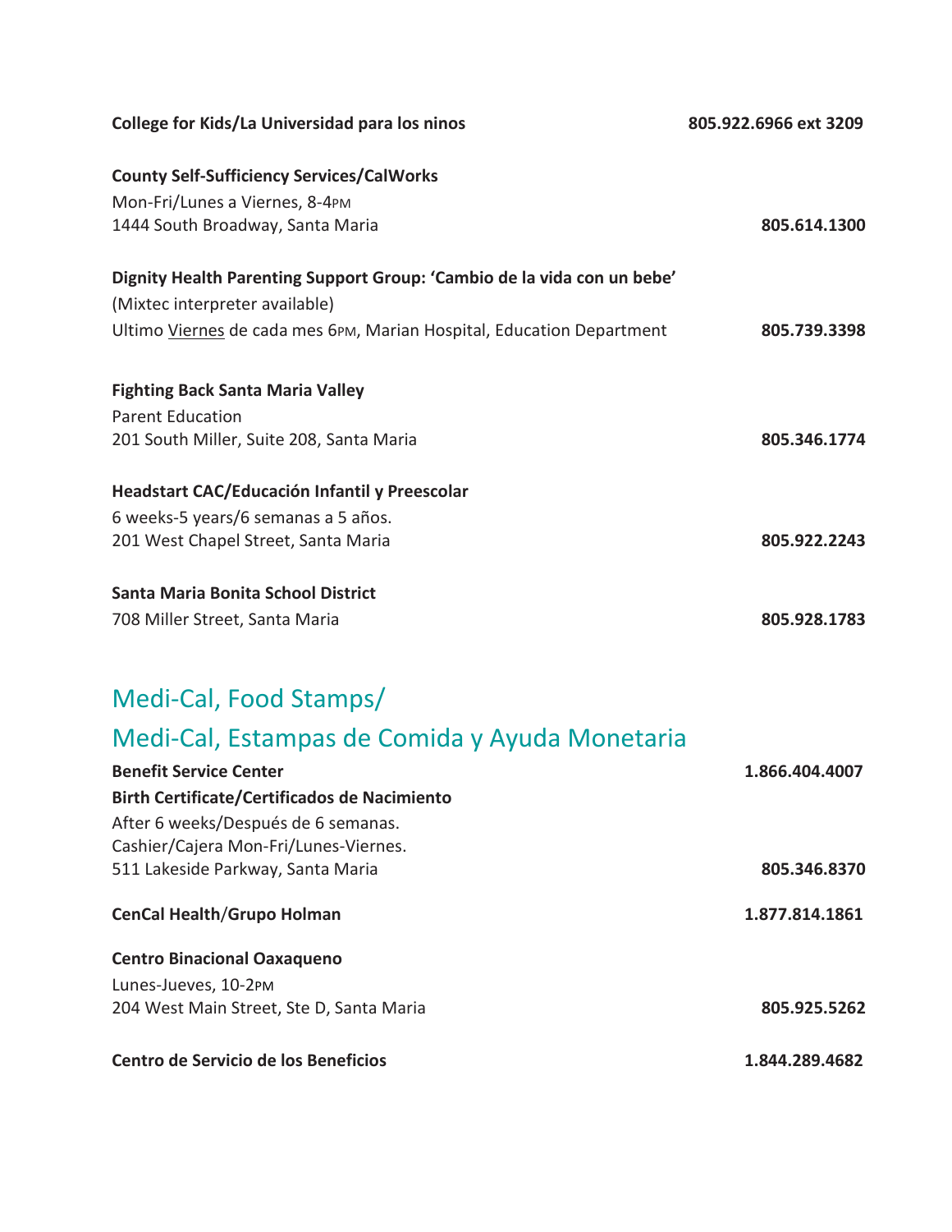**College for Kids/La Universidad para los ninos** 805.922.6966 ext 3209

**County Self-Sufficiency Services/CalWorks**
Mon-Fri/Lunes a Viernes, 8-4PM
1444 South Broadway, Santa Maria **805.614.1300**

**Dignity Health Parenting Support Group: 'Cambio de la vida con un bebe'**
(Mixtec interpreter available)
Ultimo Viernes de cada mes 6PM, Marian Hospital, Education Department **805.739.3398**

**Fighting Back Santa Maria Valley**
Parent Education
201 South Miller, Suite 208, Santa Maria **805.346.1774**

**Headstart CAC/Educación Infantil y Preescolar**
6 weeks-5 years/6 semanas a 5 años.
201 West Chapel Street, Santa Maria **805.922.2243**

**Santa Maria Bonita School District**
708 Miller Street, Santa Maria **805.928.1783**

## Medi-Cal, Food Stamps/
## Medi-Cal, Estampas de Comida y Ayuda Monetaria

**Benefit Service Center** **1.866.404.4007**

**Birth Certificate/Certificados de Nacimiento**
After 6 weeks/Después de 6 semanas.
Cashier/Cajera Mon-Fri/Lunes-Viernes.
511 Lakeside Parkway, Santa Maria **805.346.8370**

**CenCal Health/Grupo Holman** **1.877.814.1861**

**Centro Binacional Oaxaqueno**
Lunes-Jueves, 10-2PM
204 West Main Street, Ste D, Santa Maria **805.925.5262**

**Centro de Servicio de los Beneficios** **1.844.289.4682**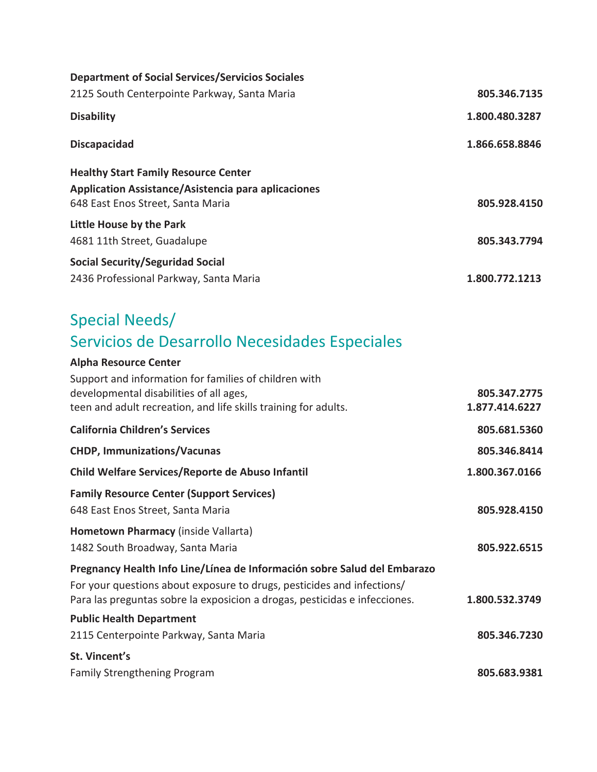**Department of Social Services/Servicios Sociales**
2125 South Centerpointe Parkway, Santa Maria — **805.346.7135**

**Disability** — **1.800.480.3287**

**Discapacidad** — **1.866.658.8846**

**Healthy Start Family Resource Center**
**Application Assistance/Asistencia para aplicaciones**
648 East Enos Street, Santa Maria — **805.928.4150**

**Little House by the Park**
4681 11th Street, Guadalupe — **805.343.7794**

**Social Security/Seguridad Social**
2436 Professional Parkway, Santa Maria — **1.800.772.1213**

## Special Needs/ Servicios de Desarrollo Necesidades Especiales

**Alpha Resource Center**
Support and information for families of children with developmental disabilities of all ages, teen and adult recreation, and life skills training for adults. — **805.347.2775** / **1.877.414.6227**

**California Children's Services** — **805.681.5360**

**CHDP, Immunizations/Vacunas** — **805.346.8414**

**Child Welfare Services/Reporte de Abuso Infantil** — **1.800.367.0166**

**Family Resource Center (Support Services)**
648 East Enos Street, Santa Maria — **805.928.4150**

**Hometown Pharmacy** (inside Vallarta)
1482 South Broadway, Santa Maria — **805.922.6515**

**Pregnancy Health Info Line/Línea de Información sobre Salud del Embarazo**
For your questions about exposure to drugs, pesticides and infections/
Para las preguntas sobre la exposicion a drogas, pesticidas e infecciones. — **1.800.532.3749**

**Public Health Department**
2115 Centerpointe Parkway, Santa Maria — **805.346.7230**

**St. Vincent's**
Family Strengthening Program — **805.683.9381**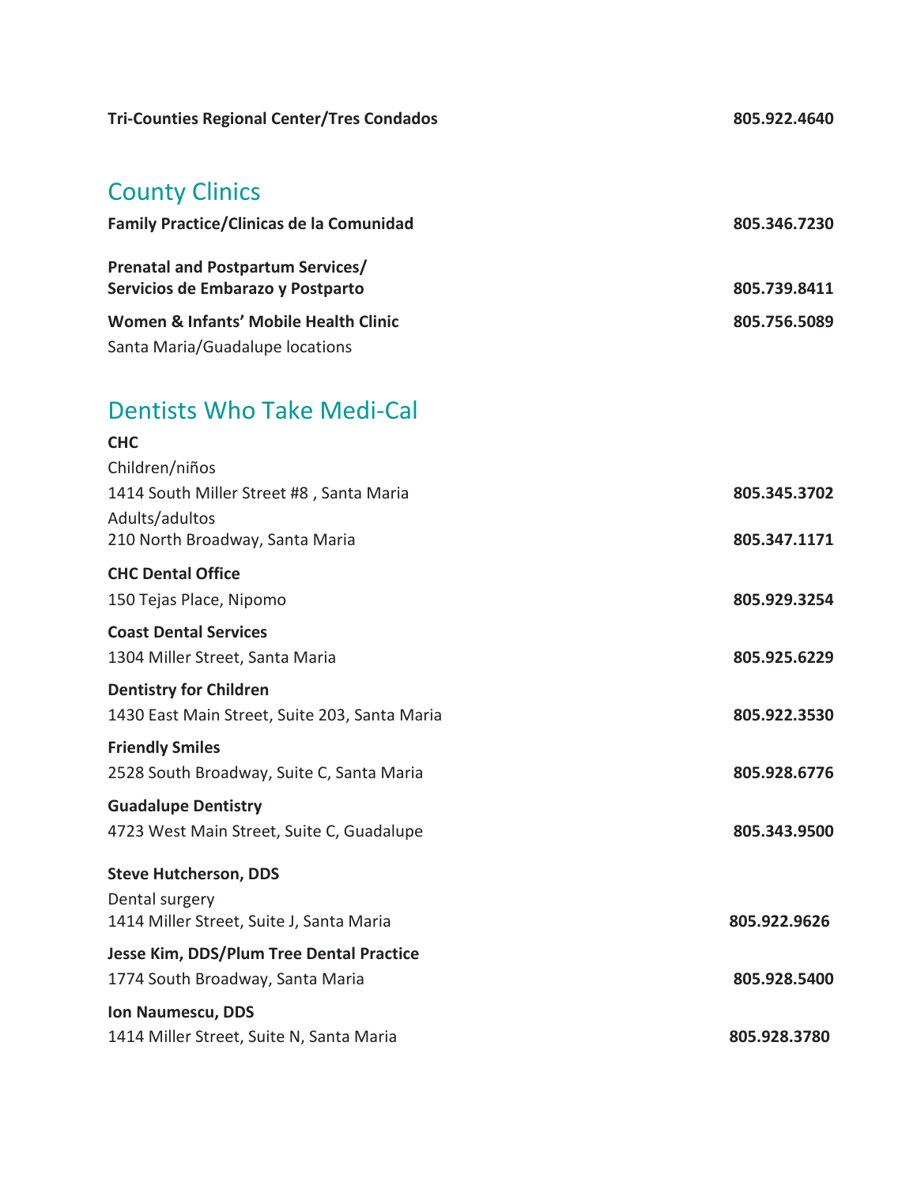**Tri-Counties Regional Center/Tres Condados** 805.922.4640

## County Clinics

**Family Practice/Clinicas de la Comunidad** 805.346.7230

**Prenatal and Postpartum Services/**
**Servicios de Embarazo y Postparto** 805.739.8411

**Women & Infants' Mobile Health Clinic** 805.756.5089
Santa Maria/Guadalupe locations

## Dentists Who Take Medi-Cal

**CHC**
Children/niños
1414 South Miller Street #8 , Santa Maria 805.345.3702
Adults/adultos
210 North Broadway, Santa Maria 805.347.1171

**CHC Dental Office**
150 Tejas Place, Nipomo 805.929.3254

**Coast Dental Services**
1304 Miller Street, Santa Maria 805.925.6229

**Dentistry for Children**
1430 East Main Street, Suite 203, Santa Maria 805.922.3530

**Friendly Smiles**
2528 South Broadway, Suite C, Santa Maria 805.928.6776

**Guadalupe Dentistry**
4723 West Main Street, Suite C, Guadalupe 805.343.9500

**Steve Hutcherson, DDS**
Dental surgery
1414 Miller Street, Suite J, Santa Maria 805.922.9626

**Jesse Kim, DDS/Plum Tree Dental Practice**
1774 South Broadway, Santa Maria 805.928.5400

**Ion Naumescu, DDS**
1414 Miller Street, Suite N, Santa Maria 805.928.3780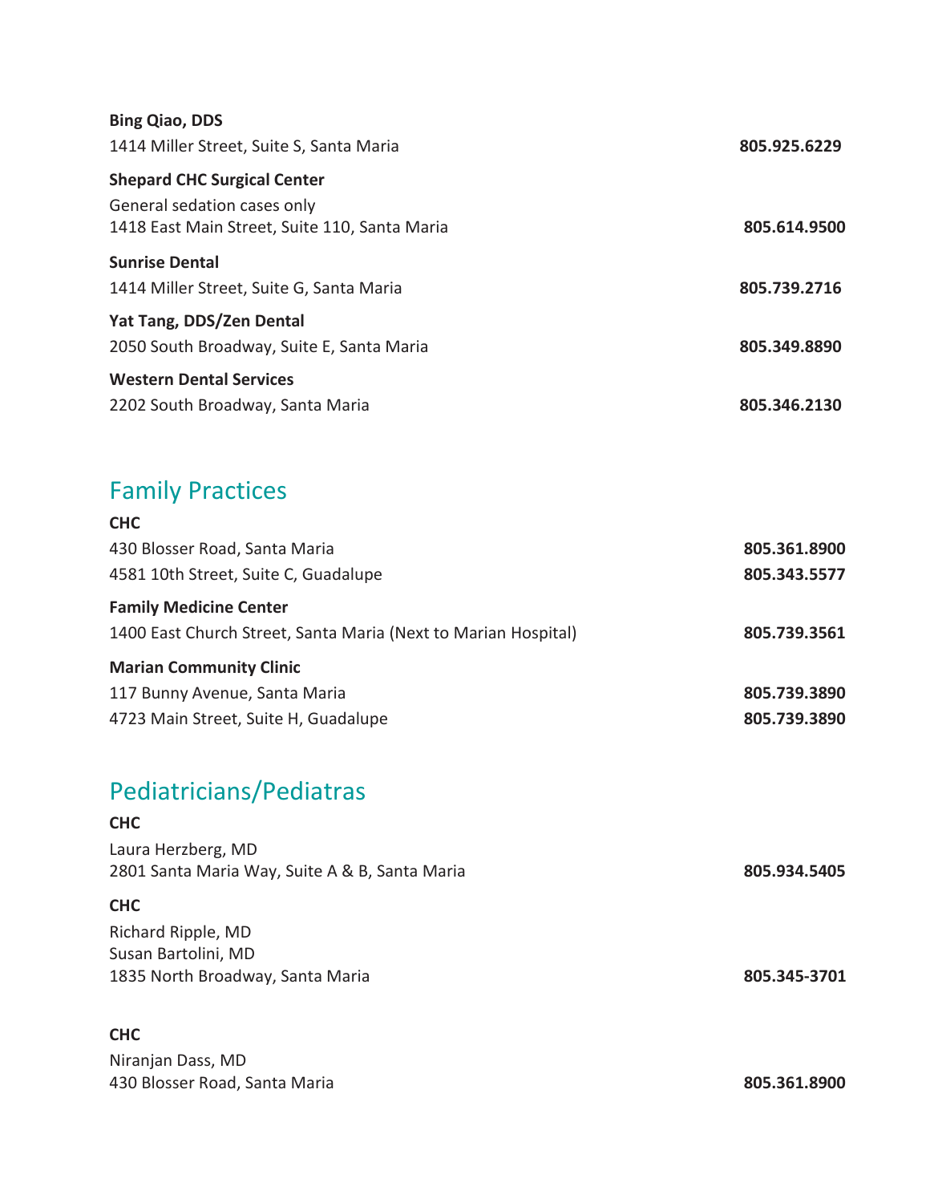**Bing Qiao, DDS**
1414 Miller Street, Suite S, Santa Maria **805.925.6229**

**Shepard CHC Surgical Center**
General sedation cases only
1418 East Main Street, Suite 110, Santa Maria **805.614.9500**

**Sunrise Dental**
1414 Miller Street, Suite G, Santa Maria **805.739.2716**

**Yat Tang, DDS/Zen Dental**
2050 South Broadway, Suite E, Santa Maria **805.349.8890**

**Western Dental Services**
2202 South Broadway, Santa Maria **805.346.2130**

## Family Practices

**CHC**
430 Blosser Road, Santa Maria **805.361.8900**
4581 10th Street, Suite C, Guadalupe **805.343.5577**

**Family Medicine Center**
1400 East Church Street, Santa Maria (Next to Marian Hospital) **805.739.3561**

**Marian Community Clinic**
117 Bunny Avenue, Santa Maria **805.739.3890**
4723 Main Street, Suite H, Guadalupe **805.739.3890**

## Pediatricians/Pediatras

**CHC**
Laura Herzberg, MD
2801 Santa Maria Way, Suite A & B, Santa Maria **805.934.5405**

**CHC**
Richard Ripple, MD
Susan Bartolini, MD
1835 North Broadway, Santa Maria **805.345-3701**

**CHC**
Niranjan Dass, MD
430 Blosser Road, Santa Maria **805.361.8900**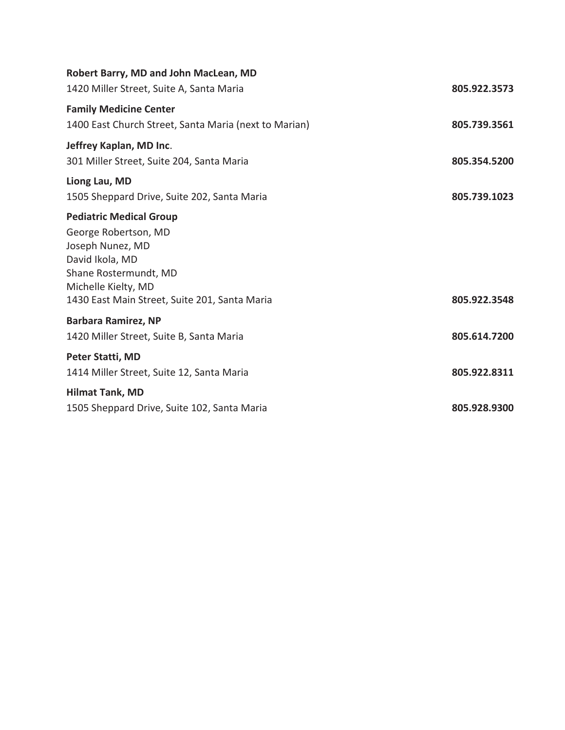**Robert Barry, MD and John MacLean, MD**
1420 Miller Street, Suite A, Santa Maria **805.922.3573**

**Family Medicine Center**
1400 East Church Street, Santa Maria (next to Marian) **805.739.3561**

**Jeffrey Kaplan, MD Inc**.
301 Miller Street, Suite 204, Santa Maria **805.354.5200**

**Liong Lau, MD**
1505 Sheppard Drive, Suite 202, Santa Maria **805.739.1023**

**Pediatric Medical Group**
George Robertson, MD
Joseph Nunez, MD
David Ikola, MD
Shane Rostermundt, MD
Michelle Kielty, MD
1430 East Main Street, Suite 201, Santa Maria **805.922.3548**

**Barbara Ramirez, NP**
1420 Miller Street, Suite B, Santa Maria **805.614.7200**

**Peter Statti, MD**
1414 Miller Street, Suite 12, Santa Maria **805.922.8311**

**Hilmat Tank, MD**
1505 Sheppard Drive, Suite 102, Santa Maria **805.928.9300**